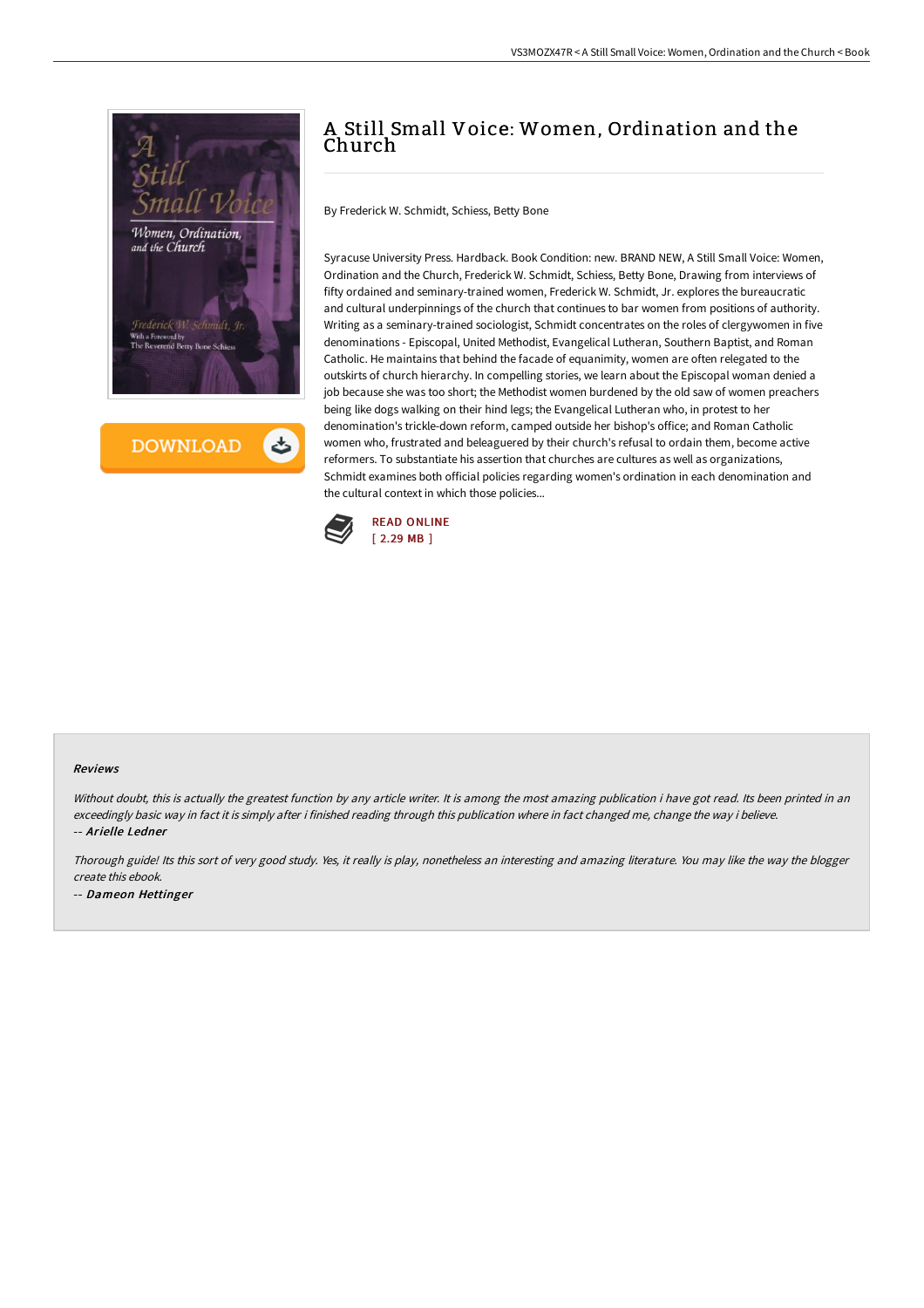# A Still Small Voice: Women, Ordination and the Church

By Frederick W. Schmidt, Schiess, Betty Bone

Syracuse University Press. Hardback. Book Condition: new. BRAND NEW, A Still Small Voice: Women, Ordination and the Church, Frederick W. Schmidt, Schiess, Betty Bone, Drawing from interviews of fifty ordained and seminary-trained women, Frederick W. Schmidt, Jr. explores the bureaucratic and cultural underpinnings of the church that continues to bar women from positions of authority. Writing as a seminary-trained sociologist, Schmidt concentrates on the roles of clergywomen in five denominations - Episcopal, United Methodist, Evangelical Lutheran, Southern Baptist, and Roman Catholic. He maintains that behind the facade of equanimity, women are often relegated to the outskirts of church hierarchy. In compelling stories, we learn about the Episcopal woman denied a job because she was too short; the Methodist women burdened by the old saw of women preachers being like dogs walking on their hind legs; the Evangelical Lutheran who, in protest to her denomination's trickle-down reform, camped outside her bishop's office; and Roman Catholic women who, frustrated and beleaguered by their church's refusal to ordain them, become active reformers. To substantiate his assertion that churches are cultures as well as organizations, Schmidt examines both official policies regarding women's ordination in each denomination and the cultural context in which those policies...

READ ONLINE
[ 2.29 MB ]

### Reviews

*Without doubt, this is actually the greatest function by any article writer. It is among the most amazing publication i have got read. Its been printed in an exceedingly basic way in fact it is simply after i finished reading through this publication where in fact changed me, change the way i believe.*
-- ***Arielle Ledner***

*Thorough guide! Its this sort of very good study. Yes, it really is play, nonetheless an interesting and amazing literature. You may like the way the blogger create this ebook.*
-- ***Dameon Hettinger***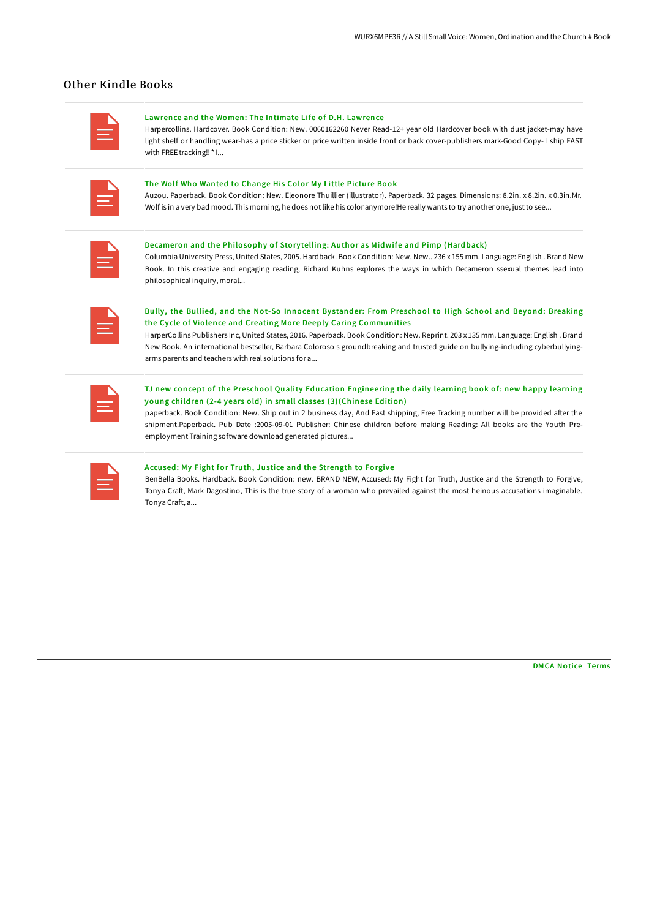## Other Kindle Books

### Lawrence and the Women: The Intimate Life of D.H. Lawrence

Harpercollins. Hardcover. Book Condition: New. 0060162260 Never Read-12+ year old Hardcover book with dust jacket-may have light shelf or handling wear-has a price sticker or price written inside front or back cover-publishers mark-Good Copy- I ship FAST with FREE tracking!! * I...

### The Wolf Who Wanted to Change His Color My Little Picture Book

Auzou. Paperback. Book Condition: New. Eleonore Thuillier (illustrator). Paperback. 32 pages. Dimensions: 8.2in. x 8.2in. x 0.3in.Mr. Wolf is in a very bad mood. This morning, he does not like his color anymore!He really wants to try another one, just to see...

### Decameron and the Philosophy of Storytelling: Author as Midwife and Pimp (Hardback)

Columbia University Press, United States, 2005. Hardback. Book Condition: New. New.. 236 x 155 mm. Language: English . Brand New Book. In this creative and engaging reading, Richard Kuhns explores the ways in which Decameron ssexual themes lead into philosophical inquiry, moral...

### Bully, the Bullied, and the Not-So Innocent Bystander: From Preschool to High School and Beyond: Breaking the Cycle of Violence and Creating More Deeply Caring Communities

HarperCollins Publishers Inc, United States, 2016. Paperback. Book Condition: New. Reprint. 203 x 135 mm. Language: English . Brand New Book. An international bestseller, Barbara Coloroso s groundbreaking and trusted guide on bullying-including cyberbullying-arms parents and teachers with real solutions for a...

### TJ new concept of the Preschool Quality Education Engineering the daily learning book of: new happy learning young children (2-4 years old) in small classes (3)(Chinese Edition)

paperback. Book Condition: New. Ship out in 2 business day, And Fast shipping, Free Tracking number will be provided after the shipment.Paperback. Pub Date :2005-09-01 Publisher: Chinese children before making Reading: All books are the Youth Pre-employment Training software download generated pictures...

### Accused: My Fight for Truth, Justice and the Strength to Forgive

BenBella Books. Hardback. Book Condition: new. BRAND NEW, Accused: My Fight for Truth, Justice and the Strength to Forgive, Tonya Craft, Mark Dagostino, This is the true story of a woman who prevailed against the most heinous accusations imaginable. Tonya Craft, a...

DMCA Notice | Terms